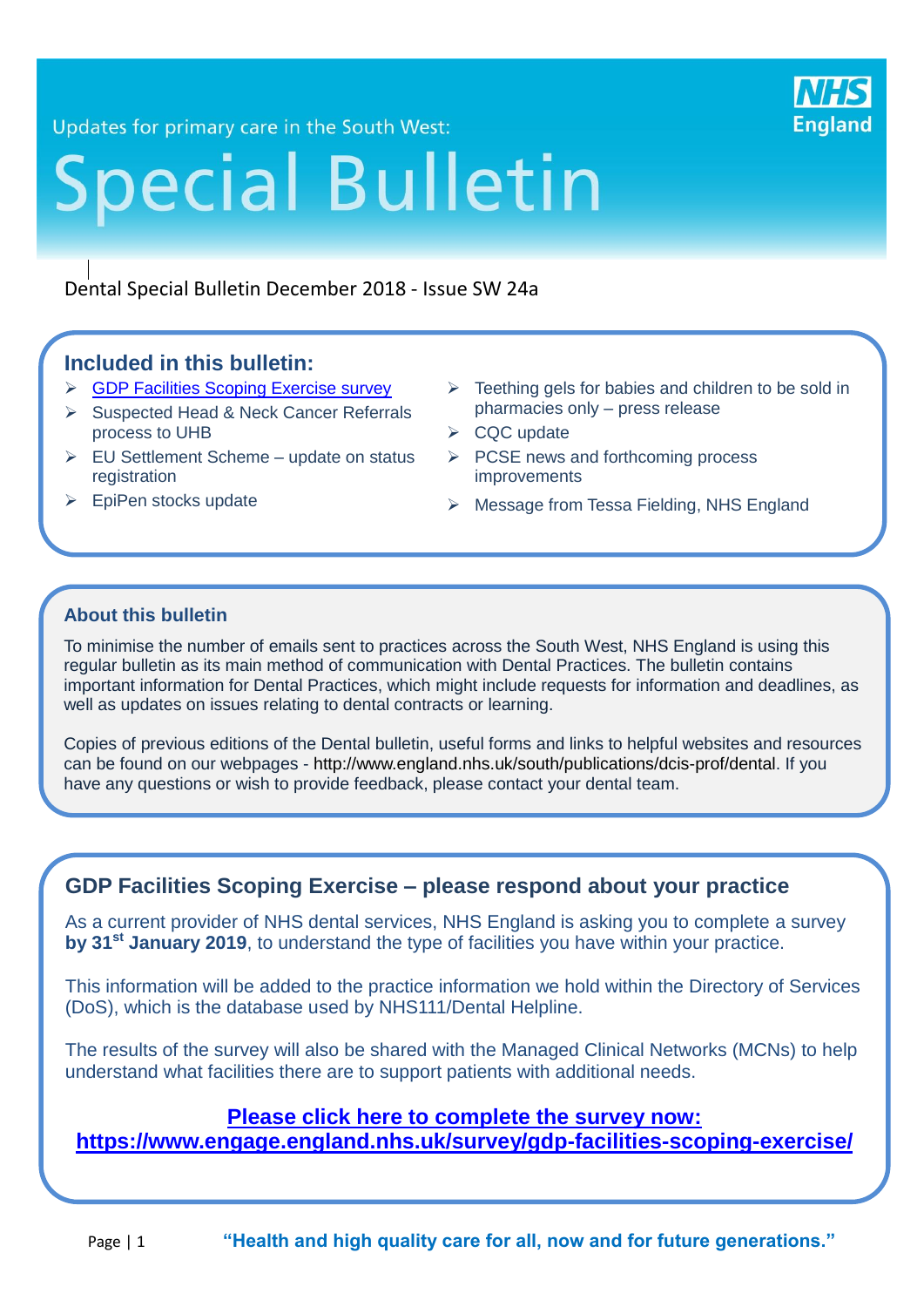Updates for primary care in the South West:

# Special Bulletin

NHS England

Dental Special Bulletin December 2018 - Issue SW 24a

## Included in this bulletin:

- GDP Facilities Scoping Exercise survey
- Suspected Head & Neck Cancer Referrals process to UHB
- EU Settlement Scheme – update on status registration
- EpiPen stocks update
- Teething gels for babies and children to be sold in pharmacies only – press release
- CQC update
- PCSE news and forthcoming process improvements
- Message from Tessa Fielding, NHS England

### About this bulletin

To minimise the number of emails sent to practices across the South West, NHS England is using this regular bulletin as its main method of communication with Dental Practices. The bulletin contains important information for Dental Practices, which might include requests for information and deadlines, as well as updates on issues relating to dental contracts or learning.

Copies of previous editions of the Dental bulletin, useful forms and links to helpful websites and resources can be found on our webpages - http://www.england.nhs.uk/south/publications/dcis-prof/dental. If you have any questions or wish to provide feedback, please contact your dental team.

## GDP Facilities Scoping Exercise – please respond about your practice

As a current provider of NHS dental services, NHS England is asking you to complete a survey **by 31st January 2019**, to understand the type of facilities you have within your practice.

This information will be added to the practice information we hold within the Directory of Services (DoS), which is the database used by NHS111/Dental Helpline.

The results of the survey will also be shared with the Managed Clinical Networks (MCNs) to help understand what facilities there are to support patients with additional needs.

**Please click here to complete the survey now: https://www.engage.england.nhs.uk/survey/gdp-facilities-scoping-exercise/**

**"Health and high quality care for all, now and for future generations."**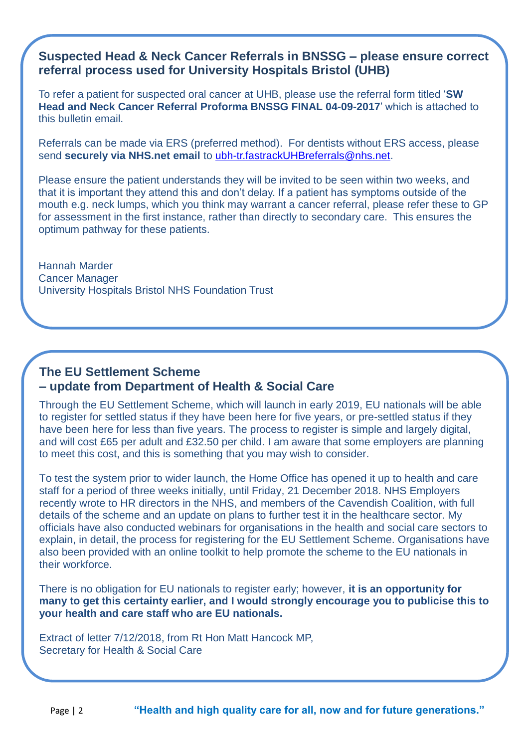## Suspected Head & Neck Cancer Referrals in BNSSG – please ensure correct referral process used for University Hospitals Bristol (UHB)

To refer a patient for suspected oral cancer at UHB, please use the referral form titled '**SW Head and Neck Cancer Referral Proforma BNSSG FINAL 04-09-2017**' which is attached to this bulletin email.

Referrals can be made via ERS (preferred method). For dentists without ERS access, please send **securely via NHS.net email** to ubh-tr.fastrackUHBreferrals@nhs.net.

Please ensure the patient understands they will be invited to be seen within two weeks, and that it is important they attend this and don't delay. If a patient has symptoms outside of the mouth e.g. neck lumps, which you think may warrant a cancer referral, please refer these to GP for assessment in the first instance, rather than directly to secondary care. This ensures the optimum pathway for these patients.

Hannah Marder
Cancer Manager
University Hospitals Bristol NHS Foundation Trust

## The EU Settlement Scheme – update from Department of Health & Social Care

Through the EU Settlement Scheme, which will launch in early 2019, EU nationals will be able to register for settled status if they have been here for five years, or pre-settled status if they have been here for less than five years. The process to register is simple and largely digital, and will cost £65 per adult and £32.50 per child. I am aware that some employers are planning to meet this cost, and this is something that you may wish to consider.

To test the system prior to wider launch, the Home Office has opened it up to health and care staff for a period of three weeks initially, until Friday, 21 December 2018. NHS Employers recently wrote to HR directors in the NHS, and members of the Cavendish Coalition, with full details of the scheme and an update on plans to further test it in the healthcare sector. My officials have also conducted webinars for organisations in the health and social care sectors to explain, in detail, the process for registering for the EU Settlement Scheme. Organisations have also been provided with an online toolkit to help promote the scheme to the EU nationals in their workforce.

There is no obligation for EU nationals to register early; however, **it is an opportunity for many to get this certainty earlier, and I would strongly encourage you to publicise this to your health and care staff who are EU nationals.**

Extract of letter 7/12/2018, from Rt Hon Matt Hancock MP,
Secretary for Health & Social Care

**"Health and high quality care for all, now and for future generations."**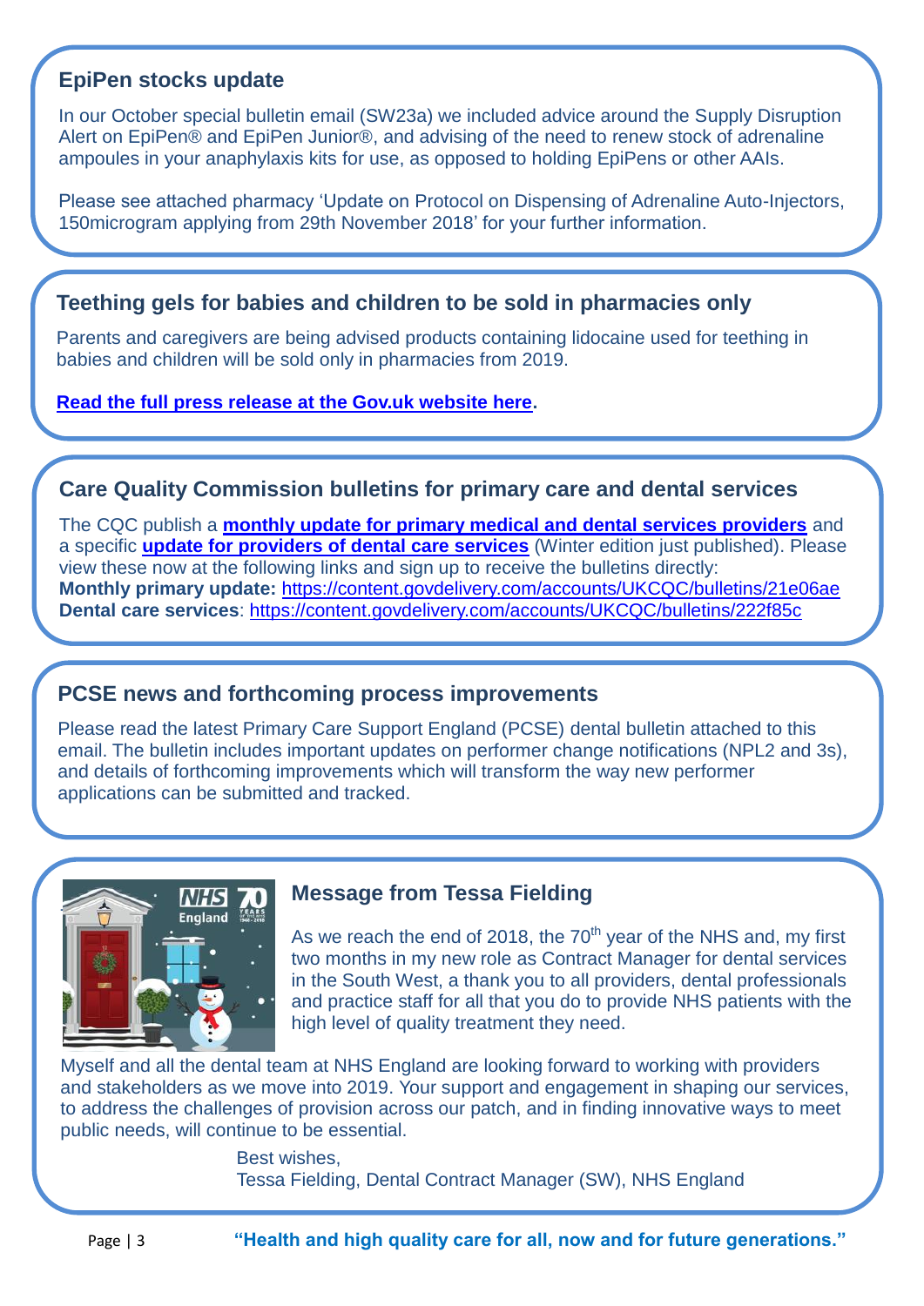## EpiPen stocks update

In our October special bulletin email (SW23a) we included advice around the Supply Disruption Alert on EpiPen® and EpiPen Junior®, and advising of the need to renew stock of adrenaline ampoules in your anaphylaxis kits for use, as opposed to holding EpiPens or other AAIs.

Please see attached pharmacy 'Update on Protocol on Dispensing of Adrenaline Auto-Injectors, 150microgram applying from 29th November 2018' for your further information.

## Teething gels for babies and children to be sold in pharmacies only

Parents and caregivers are being advised products containing lidocaine used for teething in babies and children will be sold only in pharmacies from 2019.

**Read the full press release at the Gov.uk website here.**

## Care Quality Commission bulletins for primary care and dental services

The CQC publish a **monthly update for primary medical and dental services providers** and a specific **update for providers of dental care services** (Winter edition just published). Please view these now at the following links and sign up to receive the bulletins directly:
**Monthly primary update:** https://content.govdelivery.com/accounts/UKCQC/bulletins/21e06ae
**Dental care services**: https://content.govdelivery.com/accounts/UKCQC/bulletins/222f85c

## PCSE news and forthcoming process improvements

Please read the latest Primary Care Support England (PCSE) dental bulletin attached to this email. The bulletin includes important updates on performer change notifications (NPL2 and 3s), and details of forthcoming improvements which will transform the way new performer applications can be submitted and tracked.

## Message from Tessa Fielding

As we reach the end of 2018, the 70th year of the NHS and, my first two months in my new role as Contract Manager for dental services in the South West, a thank you to all providers, dental professionals and practice staff for all that you do to provide NHS patients with the high level of quality treatment they need.

Myself and all the dental team at NHS England are looking forward to working with providers and stakeholders as we move into 2019. Your support and engagement in shaping our services, to address the challenges of provision across our patch, and in finding innovative ways to meet public needs, will continue to be essential.

Best wishes,
Tessa Fielding, Dental Contract Manager (SW), NHS England

**"Health and high quality care for all, now and for future generations."**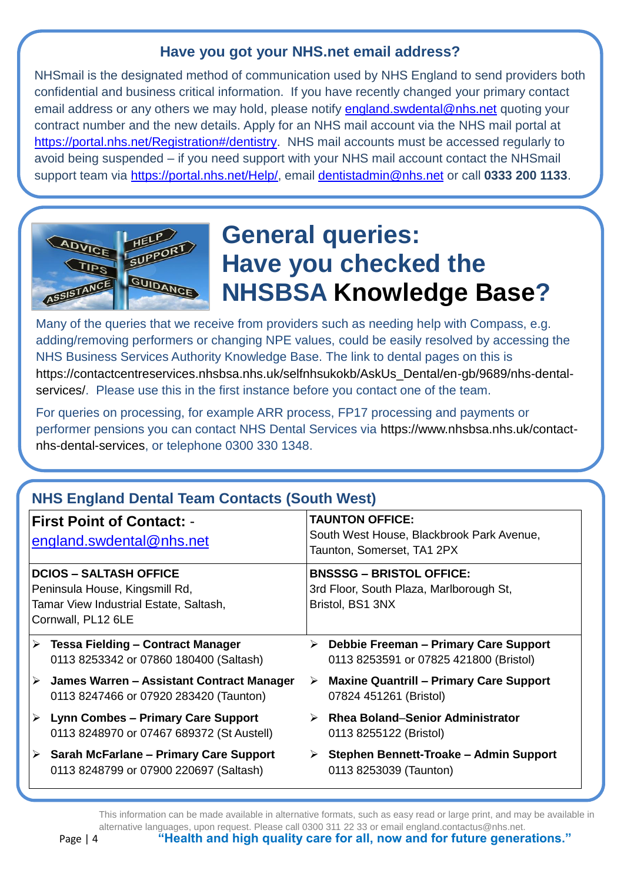## Have you got your NHS.net email address?

NHSmail is the designated method of communication used by NHS England to send providers both confidential and business critical information. If you have recently changed your primary contact email address or any others we may hold, please notify england.swdental@nhs.net quoting your contract number and the new details. Apply for an NHS mail account via the NHS mail portal at https://portal.nhs.net/Registration#/dentistry. NHS mail accounts must be accessed regularly to avoid being suspended – if you need support with your NHS mail account contact the NHSmail support team via https://portal.nhs.net/Help/, email dentistadmin@nhs.net or call **0333 200 1133**.

# General queries: Have you checked the NHSBSA Knowledge Base?

Many of the queries that we receive from providers such as needing help with Compass, e.g. adding/removing performers or changing NPE values, could be easily resolved by accessing the NHS Business Services Authority Knowledge Base. The link to dental pages on this is https://contactcentreservices.nhsbsa.nhs.uk/selfnhsukokb/AskUs_Dental/en-gb/9689/nhs-dental-services/. Please use this in the first instance before you contact one of the team.

For queries on processing, for example ARR process, FP17 processing and payments or performer pensions you can contact NHS Dental Services via https://www.nhsbsa.nhs.uk/contact-nhs-dental-services, or telephone 0300 330 1348.

## NHS England Dental Team Contacts (South West)

| | |
|---|---|
| **First Point of Contact:** - england.swdental@nhs.net | **TAUNTON OFFICE:** South West House, Blackbrook Park Avenue, Taunton, Somerset, TA1 2PX |
| **DCIOS – SALTASH OFFICE** Peninsula House, Kingsmill Rd, Tamar View Industrial Estate, Saltash, Cornwall, PL12 6LE | **BNSSSG – BRISTOL OFFICE:** 3rd Floor, South Plaza, Marlborough St, Bristol, BS1 3NX |

- **Tessa Fielding – Contract Manager** 0113 8253342 or 07860 180400 (Saltash)
- **James Warren – Assistant Contract Manager** 0113 8247466 or 07920 283420 (Taunton)
- **Lynn Combes – Primary Care Support** 0113 8248970 or 07467 689372 (St Austell)
- **Sarah McFarlane – Primary Care Support** 0113 8248799 or 07900 220697 (Saltash)
- **Debbie Freeman – Primary Care Support** 0113 8253591 or 07825 421800 (Bristol)
- **Maxine Quantrill – Primary Care Support** 07824 451261 (Bristol)
- **Rhea Boland–Senior Administrator** 0113 8255122 (Bristol)
- **Stephen Bennett-Troake – Admin Support** 0113 8253039 (Taunton)

This information can be made available in alternative formats, such as easy read or large print, and may be available in alternative languages, upon request. Please call 0300 311 22 33 or email england.contactus@nhs.net.

**"Health and high quality care for all, now and for future generations."**